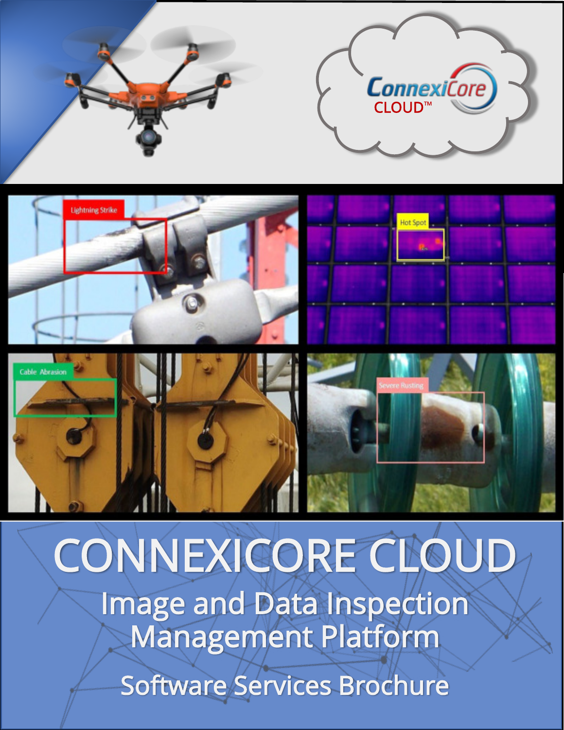# CONNEXICORE CLOUD

## Image and Data Inspection Management Platform

### Software Services Brochure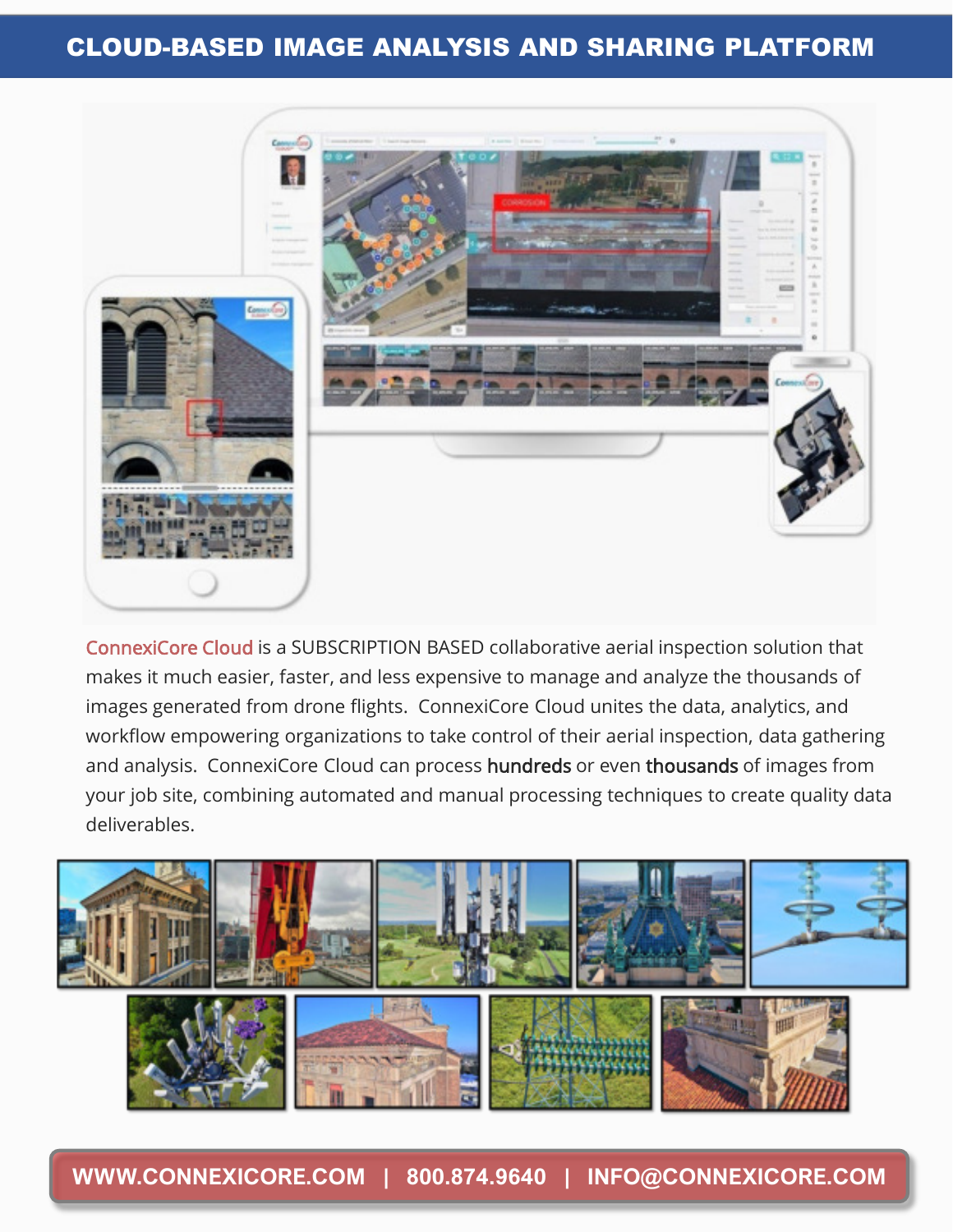# CLOUD-BASED IMAGE ANALYSIS AND SHARING PLATFORM

ConnexiCore Cloud is a SUBSCRIPTION BASED collaborative aerial inspection solution that makes it much easier, faster, and less expensive to manage and analyze the thousands of images generated from drone flights. ConnexiCore Cloud unites the data, analytics, and workflow empowering organizations to take control of their aerial inspection, data gathering and analysis. ConnexiCore Cloud can process **hundreds** or even **thousands** of images from your job site, combining automated and manual processing techniques to create quality data deliverables.

**WWW.CONNEXICORE.COM | 800.874.9640 | INFO@CONNEXICORE.COM**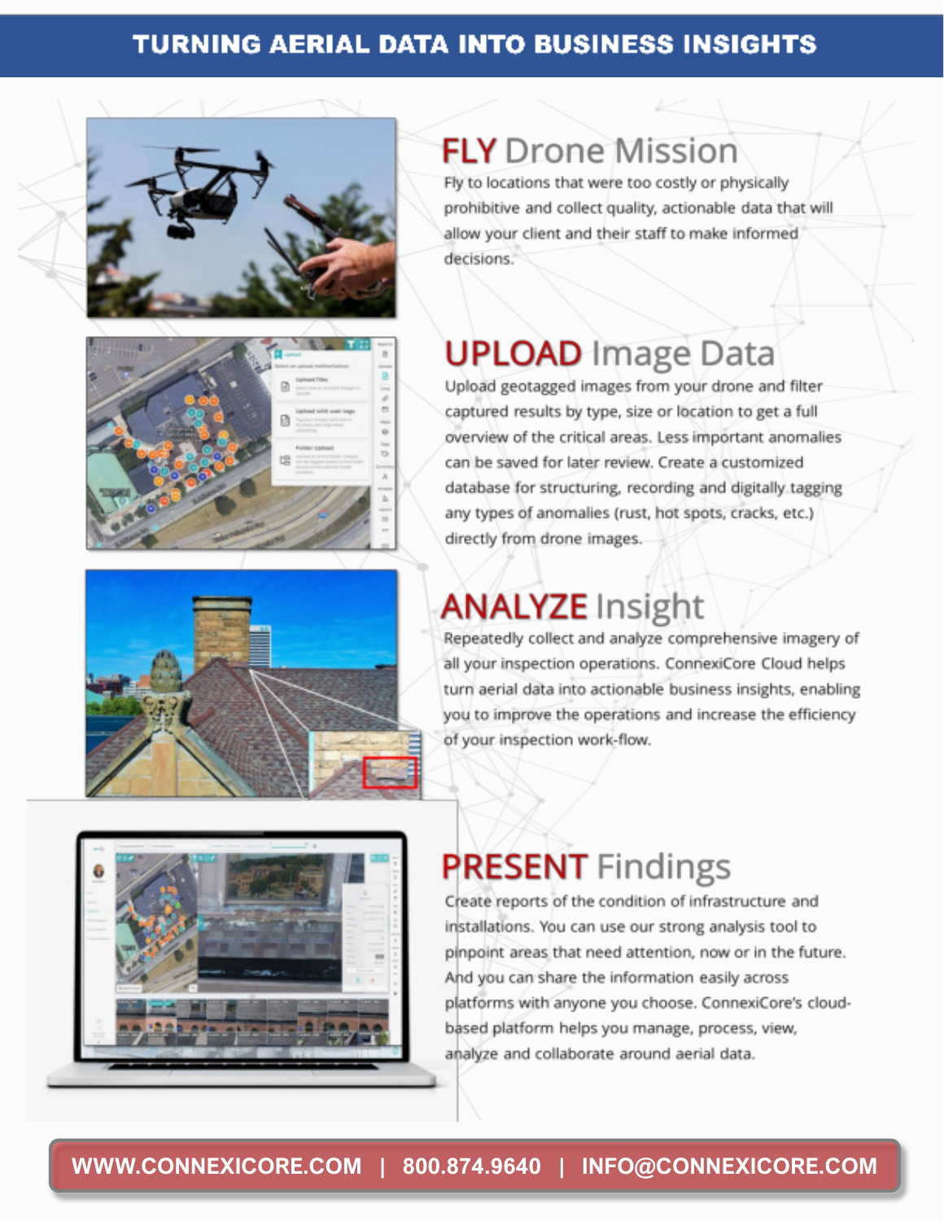# TURNING AERIAL DATA INTO BUSINESS INSIGHTS

## FLY Drone Mission

Fly to locations that were too costly or physically prohibitive and collect quality, actionable data that will allow your client and their staff to make informed decisions.

## UPLOAD Image Data

Upload geotagged images from your drone and filter captured results by type, size or location to get a full overview of the critical areas. Less important anomalies can be saved for later review. Create a customized database for structuring, recording and digitally tagging any types of anomalies (rust, hot spots, cracks, etc.) directly from drone images.

## ANALYZE Insight

Repeatedly collect and analyze comprehensive imagery of all your inspection operations. ConnexiCore Cloud helps turn aerial data into actionable business insights, enabling you to improve the operations and increase the efficiency of your inspection work-flow.

## PRESENT Findings

Create reports of the condition of infrastructure and installations. You can use our strong analysis tool to pinpoint areas that need attention, now or in the future. And you can share the information easily across platforms with anyone you choose. ConnexiCore's cloud-based platform helps you manage, process, view, analyze and collaborate around aerial data.

**WWW.CONNEXICORE.COM | 800.874.9640 | INFO@CONNEXICORE.COM**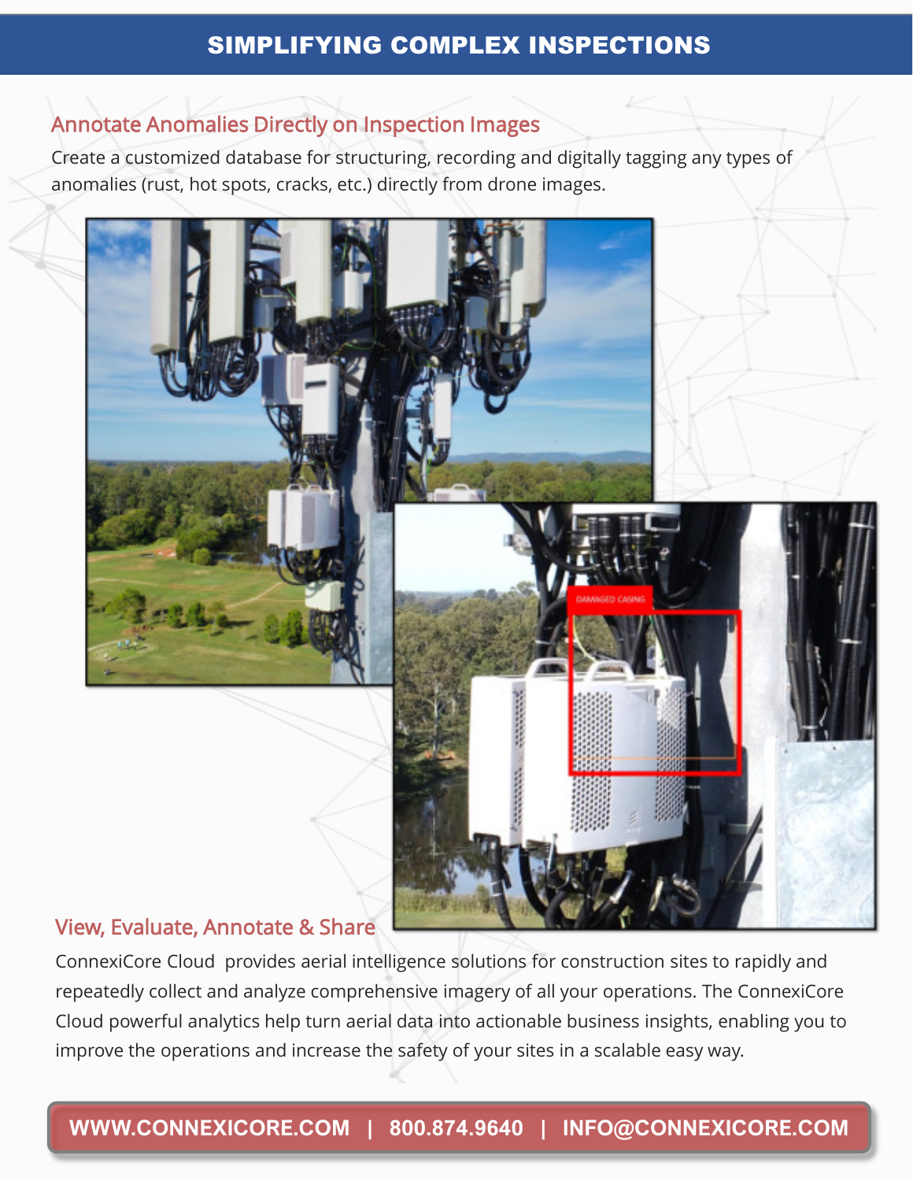# SIMPLIFYING COMPLEX INSPECTIONS

## Annotate Anomalies Directly on Inspection Images

Create a customized database for structuring, recording and digitally tagging any types of anomalies (rust, hot spots, cracks, etc.) directly from drone images.

## View, Evaluate, Annotate & Share

ConnexiCore Cloud provides aerial intelligence solutions for construction sites to rapidly and repeatedly collect and analyze comprehensive imagery of all your operations. The ConnexiCore Cloud powerful analytics help turn aerial data into actionable business insights, enabling you to improve the operations and increase the safety of your sites in a scalable easy way.

**WWW.CONNEXICORE.COM | 800.874.9640 | INFO@CONNEXICORE.COM**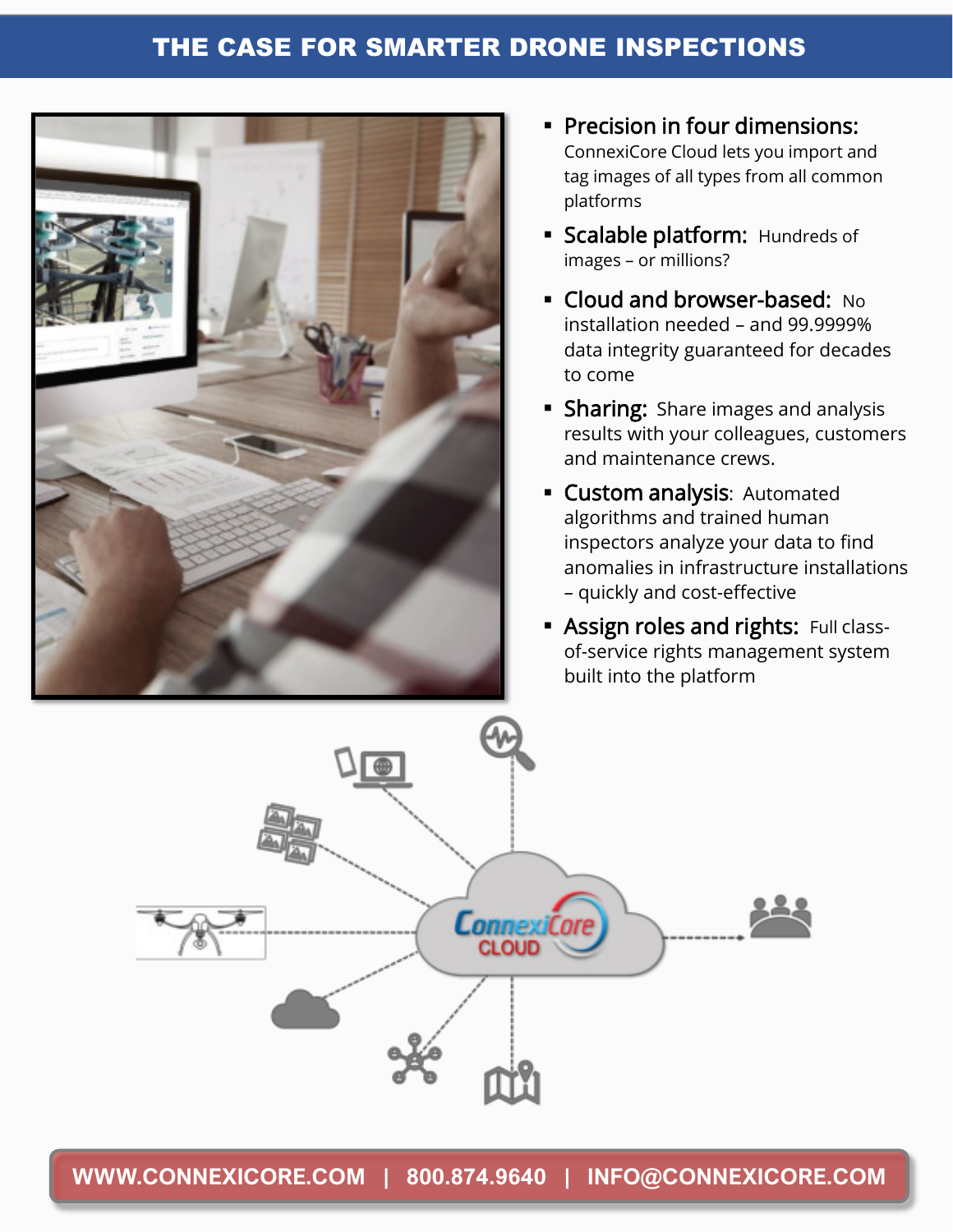# THE CASE FOR SMARTER DRONE INSPECTIONS

- **Precision in four dimensions:** ConnexiCore Cloud lets you import and tag images of all types from all common platforms
- **Scalable platform:** Hundreds of images – or millions?
- **Cloud and browser-based:** No installation needed – and 99.9999% data integrity guaranteed for decades to come
- **Sharing:** Share images and analysis results with your colleagues, customers and maintenance crews.
- **Custom analysis:** Automated algorithms and trained human inspectors analyze your data to find anomalies in infrastructure installations – quickly and cost-effective
- **Assign roles and rights:** Full class-of-service rights management system built into the platform

ConnexiCore CLOUD

WWW.CONNEXICORE.COM | 800.874.9640 | INFO@CONNEXICORE.COM